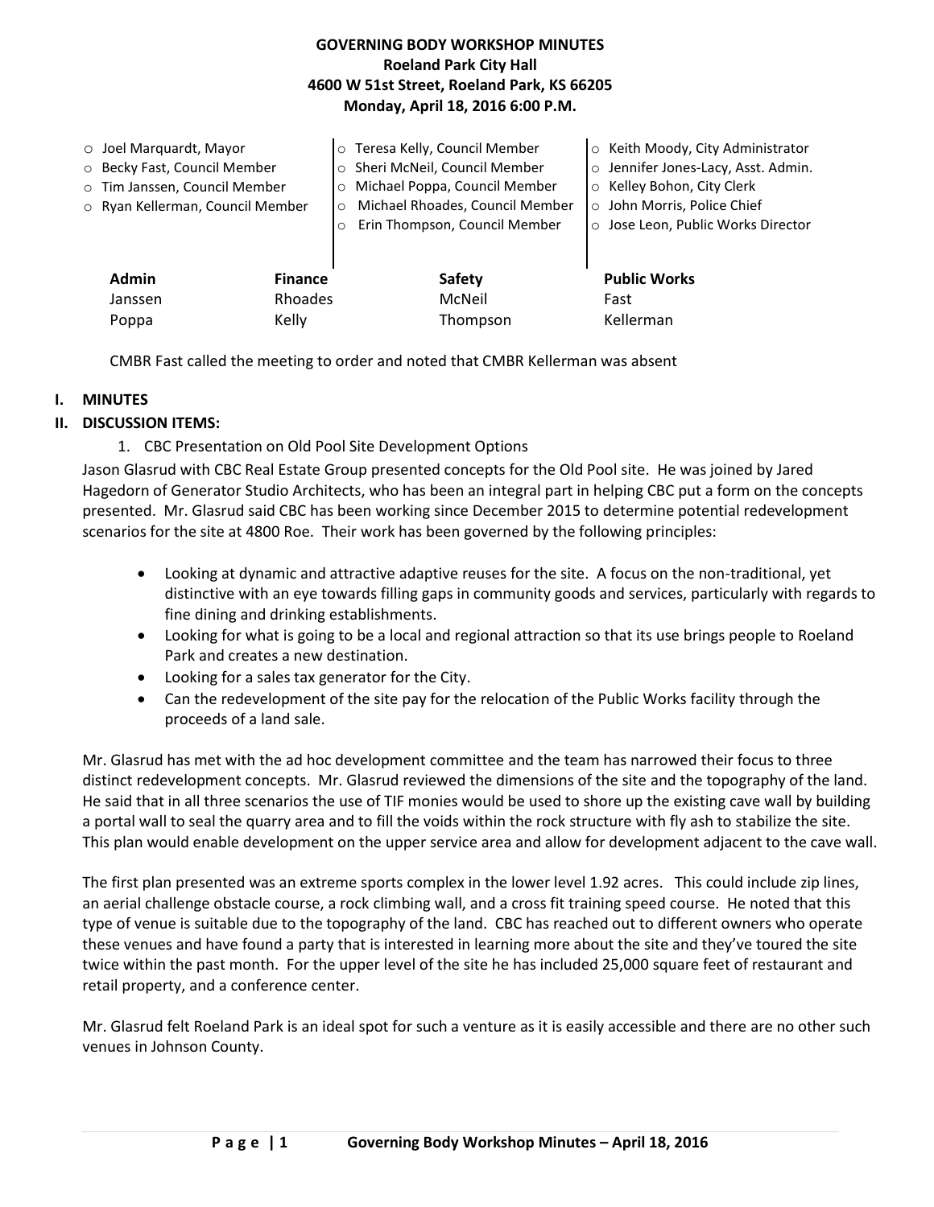# GOVERNING BODY WORKSHOP MINUTES
## Roeland Park City Hall
## 4600 W 51st Street, Roeland Park, KS 66205
## Monday, April 18, 2016 6:00 P.M.

- Joel Marquardt, Mayor
- Becky Fast, Council Member
- Tim Janssen, Council Member
- Ryan Kellerman, Council Member
- Teresa Kelly, Council Member
- Sheri McNeil, Council Member
- Michael Poppa, Council Member
- Michael Rhoades, Council Member
- Erin Thompson, Council Member
- Keith Moody, City Administrator
- Jennifer Jones-Lacy, Asst. Admin.
- Kelley Bohon, City Clerk
- John Morris, Police Chief
- Jose Leon, Public Works Director

| Admin | Finance | Safety | Public Works |
|---|---|---|---|
| Janssen | Rhoades | McNeil | Fast |
| Poppa | Kelly | Thompson | Kellerman |

CMBR Fast called the meeting to order and noted that CMBR Kellerman was absent

## I. MINUTES

## II. DISCUSSION ITEMS:

1. CBC Presentation on Old Pool Site Development Options

Jason Glasrud with CBC Real Estate Group presented concepts for the Old Pool site. He was joined by Jared Hagedorn of Generator Studio Architects, who has been an integral part in helping CBC put a form on the concepts presented. Mr. Glasrud said CBC has been working since December 2015 to determine potential redevelopment scenarios for the site at 4800 Roe. Their work has been governed by the following principles:

- Looking at dynamic and attractive adaptive reuses for the site. A focus on the non-traditional, yet distinctive with an eye towards filling gaps in community goods and services, particularly with regards to fine dining and drinking establishments.
- Looking for what is going to be a local and regional attraction so that its use brings people to Roeland Park and creates a new destination.
- Looking for a sales tax generator for the City.
- Can the redevelopment of the site pay for the relocation of the Public Works facility through the proceeds of a land sale.

Mr. Glasrud has met with the ad hoc development committee and the team has narrowed their focus to three distinct redevelopment concepts. Mr. Glasrud reviewed the dimensions of the site and the topography of the land. He said that in all three scenarios the use of TIF monies would be used to shore up the existing cave wall by building a portal wall to seal the quarry area and to fill the voids within the rock structure with fly ash to stabilize the site. This plan would enable development on the upper service area and allow for development adjacent to the cave wall.

The first plan presented was an extreme sports complex in the lower level 1.92 acres. This could include zip lines, an aerial challenge obstacle course, a rock climbing wall, and a cross fit training speed course. He noted that this type of venue is suitable due to the topography of the land. CBC has reached out to different owners who operate these venues and have found a party that is interested in learning more about the site and they've toured the site twice within the past month. For the upper level of the site he has included 25,000 square feet of restaurant and retail property, and a conference center.

Mr. Glasrud felt Roeland Park is an ideal spot for such a venture as it is easily accessible and there are no other such venues in Johnson County.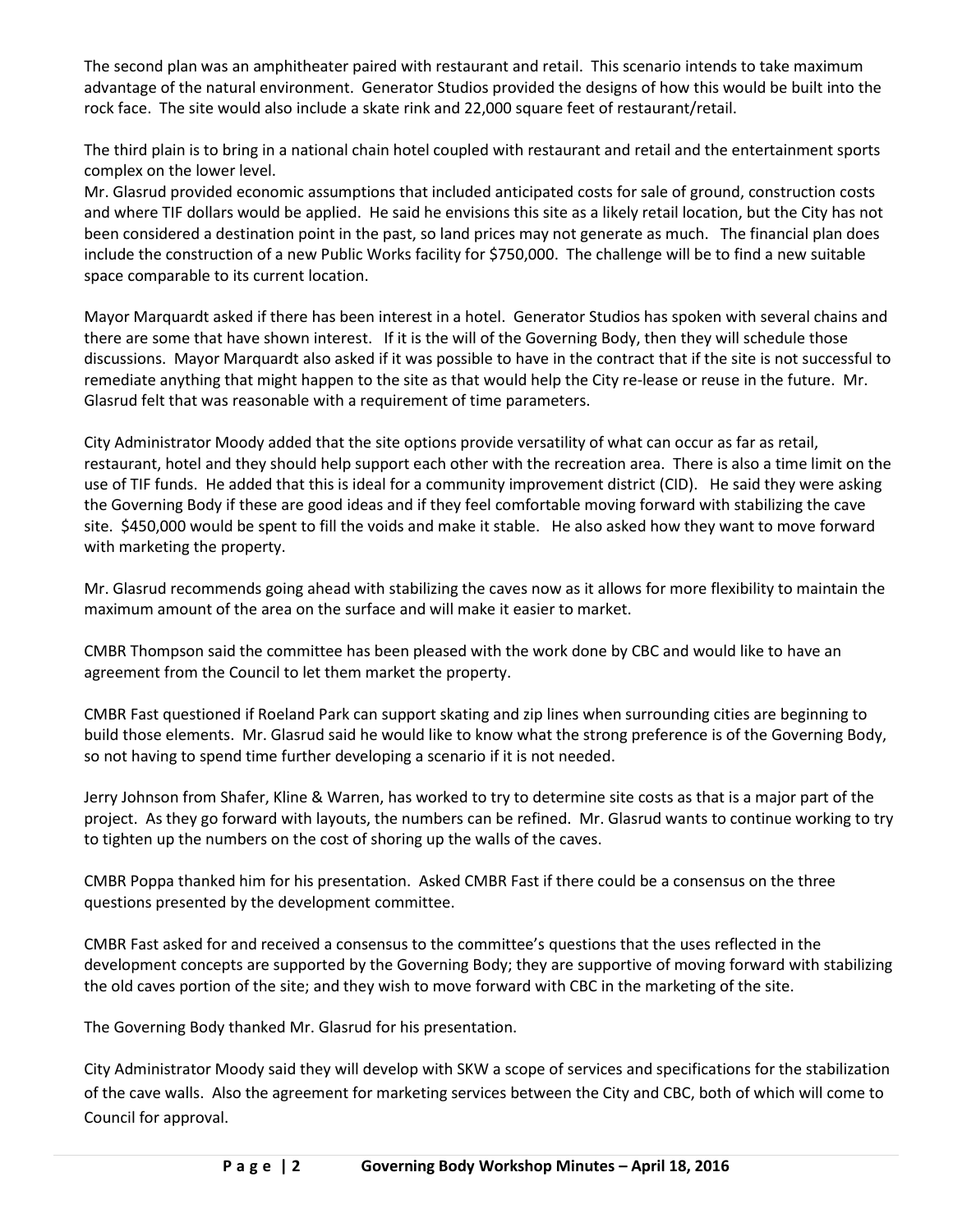The second plan was an amphitheater paired with restaurant and retail. This scenario intends to take maximum advantage of the natural environment. Generator Studios provided the designs of how this would be built into the rock face. The site would also include a skate rink and 22,000 square feet of restaurant/retail.

The third plain is to bring in a national chain hotel coupled with restaurant and retail and the entertainment sports complex on the lower level.
Mr. Glasrud provided economic assumptions that included anticipated costs for sale of ground, construction costs and where TIF dollars would be applied. He said he envisions this site as a likely retail location, but the City has not been considered a destination point in the past, so land prices may not generate as much. The financial plan does include the construction of a new Public Works facility for $750,000. The challenge will be to find a new suitable space comparable to its current location.

Mayor Marquardt asked if there has been interest in a hotel. Generator Studios has spoken with several chains and there are some that have shown interest. If it is the will of the Governing Body, then they will schedule those discussions. Mayor Marquardt also asked if it was possible to have in the contract that if the site is not successful to remediate anything that might happen to the site as that would help the City re-lease or reuse in the future. Mr. Glasrud felt that was reasonable with a requirement of time parameters.

City Administrator Moody added that the site options provide versatility of what can occur as far as retail, restaurant, hotel and they should help support each other with the recreation area. There is also a time limit on the use of TIF funds. He added that this is ideal for a community improvement district (CID). He said they were asking the Governing Body if these are good ideas and if they feel comfortable moving forward with stabilizing the cave site. $450,000 would be spent to fill the voids and make it stable. He also asked how they want to move forward with marketing the property.

Mr. Glasrud recommends going ahead with stabilizing the caves now as it allows for more flexibility to maintain the maximum amount of the area on the surface and will make it easier to market.

CMBR Thompson said the committee has been pleased with the work done by CBC and would like to have an agreement from the Council to let them market the property.

CMBR Fast questioned if Roeland Park can support skating and zip lines when surrounding cities are beginning to build those elements. Mr. Glasrud said he would like to know what the strong preference is of the Governing Body, so not having to spend time further developing a scenario if it is not needed.

Jerry Johnson from Shafer, Kline & Warren, has worked to try to determine site costs as that is a major part of the project. As they go forward with layouts, the numbers can be refined. Mr. Glasrud wants to continue working to try to tighten up the numbers on the cost of shoring up the walls of the caves.

CMBR Poppa thanked him for his presentation. Asked CMBR Fast if there could be a consensus on the three questions presented by the development committee.

CMBR Fast asked for and received a consensus to the committee's questions that the uses reflected in the development concepts are supported by the Governing Body; they are supportive of moving forward with stabilizing the old caves portion of the site; and they wish to move forward with CBC in the marketing of the site.

The Governing Body thanked Mr. Glasrud for his presentation.

City Administrator Moody said they will develop with SKW a scope of services and specifications for the stabilization of the cave walls. Also the agreement for marketing services between the City and CBC, both of which will come to Council for approval.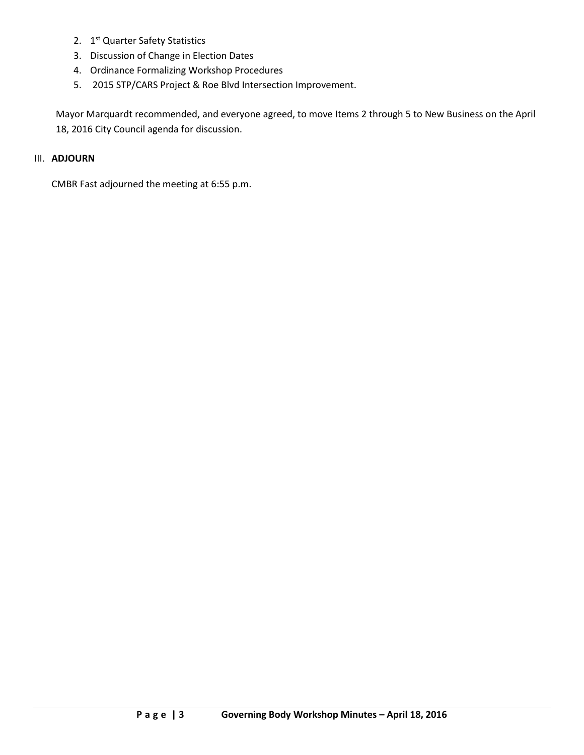2. 1st Quarter Safety Statistics
3. Discussion of Change in Election Dates
4. Ordinance Formalizing Workshop Procedures
5. 2015 STP/CARS Project & Roe Blvd Intersection Improvement.

Mayor Marquardt recommended, and everyone agreed, to move Items 2 through 5 to New Business on the April 18, 2016 City Council agenda for discussion.

## III. ADJOURN

CMBR Fast adjourned the meeting at 6:55 p.m.